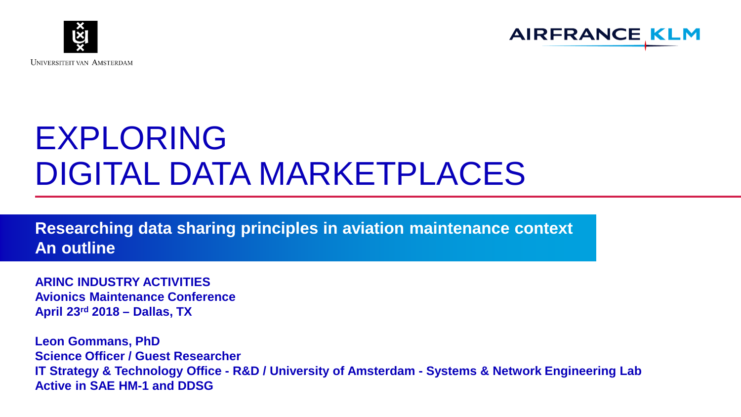Universiteit van Amsterdam

AIRFRANCE KLM

# EXPLORING DIGITAL DATA MARKETPLACES

**Researching data sharing principles in aviation maintenance context**
**An outline**

**ARINC INDUSTRY ACTIVITIES**
**Avionics Maintenance Conference**
**April 23rd 2018 – Dallas, TX**

**Leon Gommans, PhD**
**Science Officer / Guest Researcher**
**IT Strategy & Technology Office - R&D / University of Amsterdam - Systems & Network Engineering Lab**
**Active in SAE HM-1 and DDSG**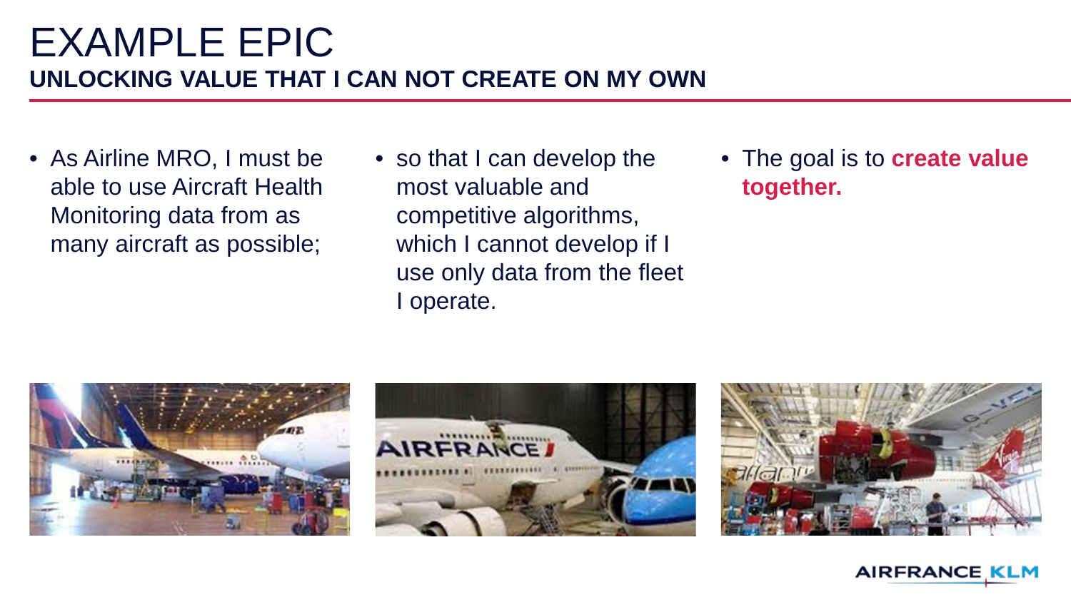# EXAMPLE EPIC

## UNLOCKING VALUE THAT I CAN NOT CREATE ON MY OWN

- As Airline MRO, I must be able to use Aircraft Health Monitoring data from as many aircraft as possible;
- so that I can develop the most valuable and competitive algorithms, which I cannot develop if I use only data from the fleet I operate.
- The goal is to **create value together.**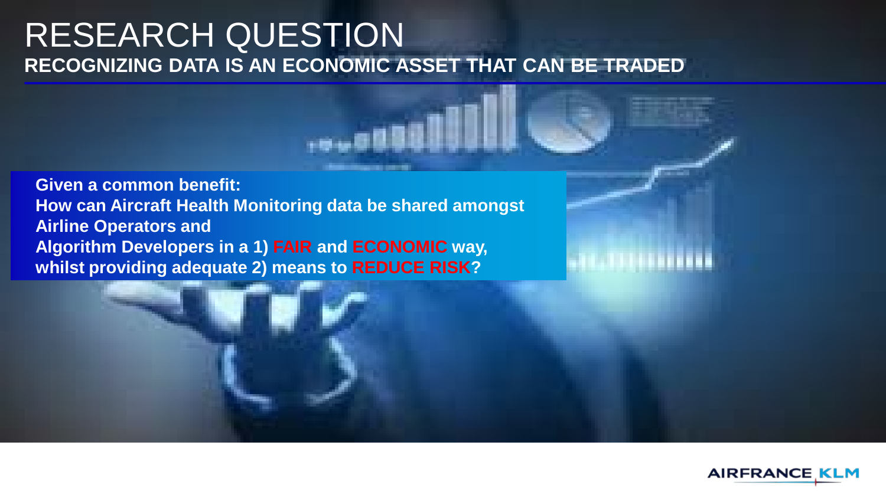# RESEARCH QUESTION

## RECOGNIZING DATA IS AN ECONOMIC ASSET THAT CAN BE TRADED

**Given a common benefit:**
**How can Aircraft Health Monitoring data be shared amongst Airline Operators and Algorithm Developers in a 1) FAIR and ECONOMIC way, whilst providing adequate 2) means to REDUCE RISK?**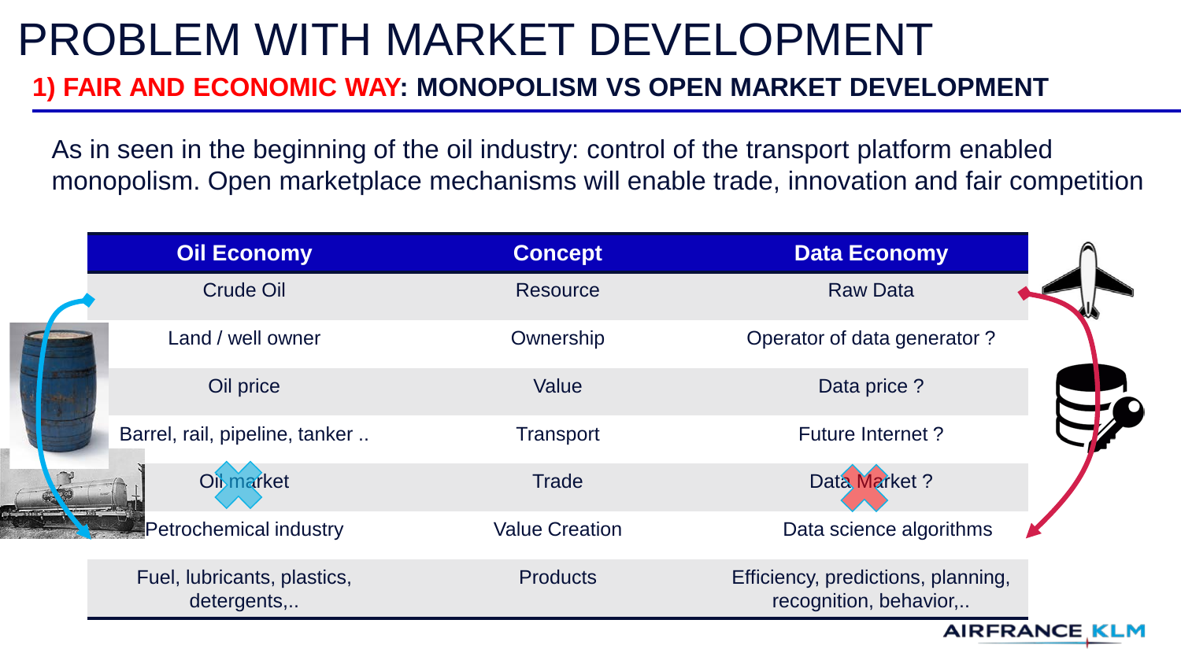# PROBLEM WITH MARKET DEVELOPMENT

## 1) FAIR AND ECONOMIC WAY: MONOPOLISM VS OPEN MARKET DEVELOPMENT

As in seen in the beginning of the oil industry: control of the transport platform enabled monopolism. Open marketplace mechanisms will enable trade, innovation and fair competition

| Oil Economy | Concept | Data Economy |
|---|---|---|
| Crude Oil | Resource | Raw Data |
| Land / well owner | Ownership | Operator of data generator ? |
| Oil price | Value | Data price ? |
| Barrel, rail, pipeline, tanker .. | Transport | Future Internet ? |
| Oil market | Trade | Data Market ? |
| Petrochemical industry | Value Creation | Data science algorithms |
| Fuel, lubricants, plastics, detergents,.. | Products | Efficiency, predictions, planning, recognition, behavior,.. |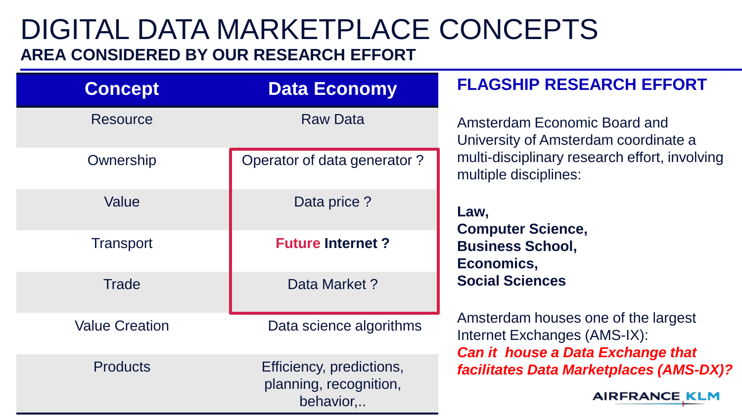# DIGITAL DATA MARKETPLACE CONCEPTS

**AREA CONSIDERED BY OUR RESEARCH EFFORT**

| Concept | Data Economy |
|---|---|
| Resource | Raw Data |
| Ownership | Operator of data generator ? |
| Value | Data price ? |
| Transport | **Future Internet ?** |
| Trade | Data Market ? |
| Value Creation | Data science algorithms |
| Products | Efficiency, predictions, planning, recognition, behavior,.. |

## FLAGSHIP RESEARCH EFFORT

Amsterdam Economic Board and University of Amsterdam coordinate a multi-disciplinary research effort, involving multiple disciplines:

**Law,**
**Computer Science,**
**Business School,**
**Economics,**
**Social Sciences**

Amsterdam houses one of the largest Internet Exchanges (AMS-IX):
***Can it house a Data Exchange that facilitates Data Marketplaces (AMS-DX)?***

AIRFRANCE KLM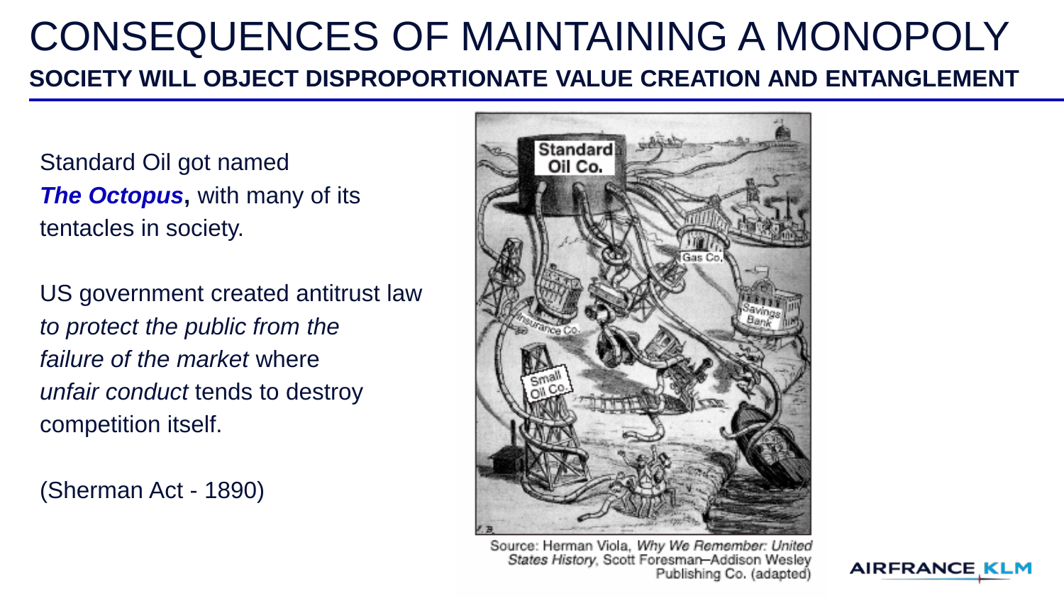# CONSEQUENCES OF MAINTAINING A MONOPOLY

## SOCIETY WILL OBJECT DISPROPORTIONATE VALUE CREATION AND ENTANGLEMENT

Standard Oil got named ***The Octopus***, with many of its tentacles in society.

US government created antitrust law *to protect the public from the failure of the market* where *unfair conduct* tends to destroy competition itself.

(Sherman Act - 1890)

Source: Herman Viola, *Why We Remember: United States History*, Scott Foresman–Addison Wesley Publishing Co. (adapted)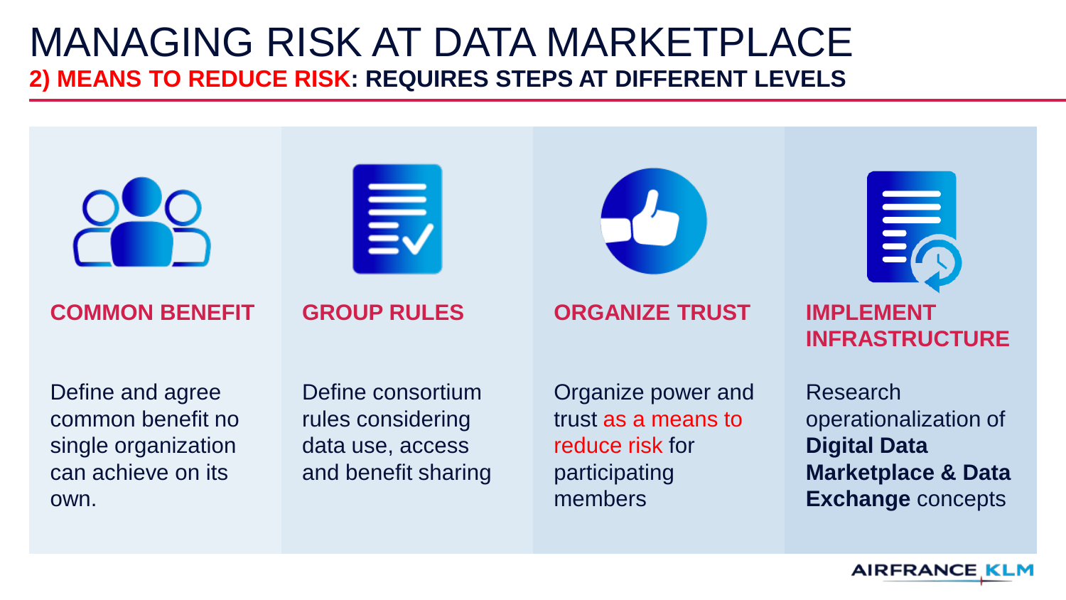# MANAGING RISK AT DATA MARKETPLACE

## 2) MEANS TO REDUCE RISK: REQUIRES STEPS AT DIFFERENT LEVELS

### COMMON BENEFIT

Define and agree common benefit no single organization can achieve on its own.

### GROUP RULES

Define consortium rules considering data use, access and benefit sharing

### ORGANIZE TRUST

Organize power and trust as a means to reduce risk for participating members

### IMPLEMENT INFRASTRUCTURE

Research operationalization of **Digital Data Marketplace & Data Exchange** concepts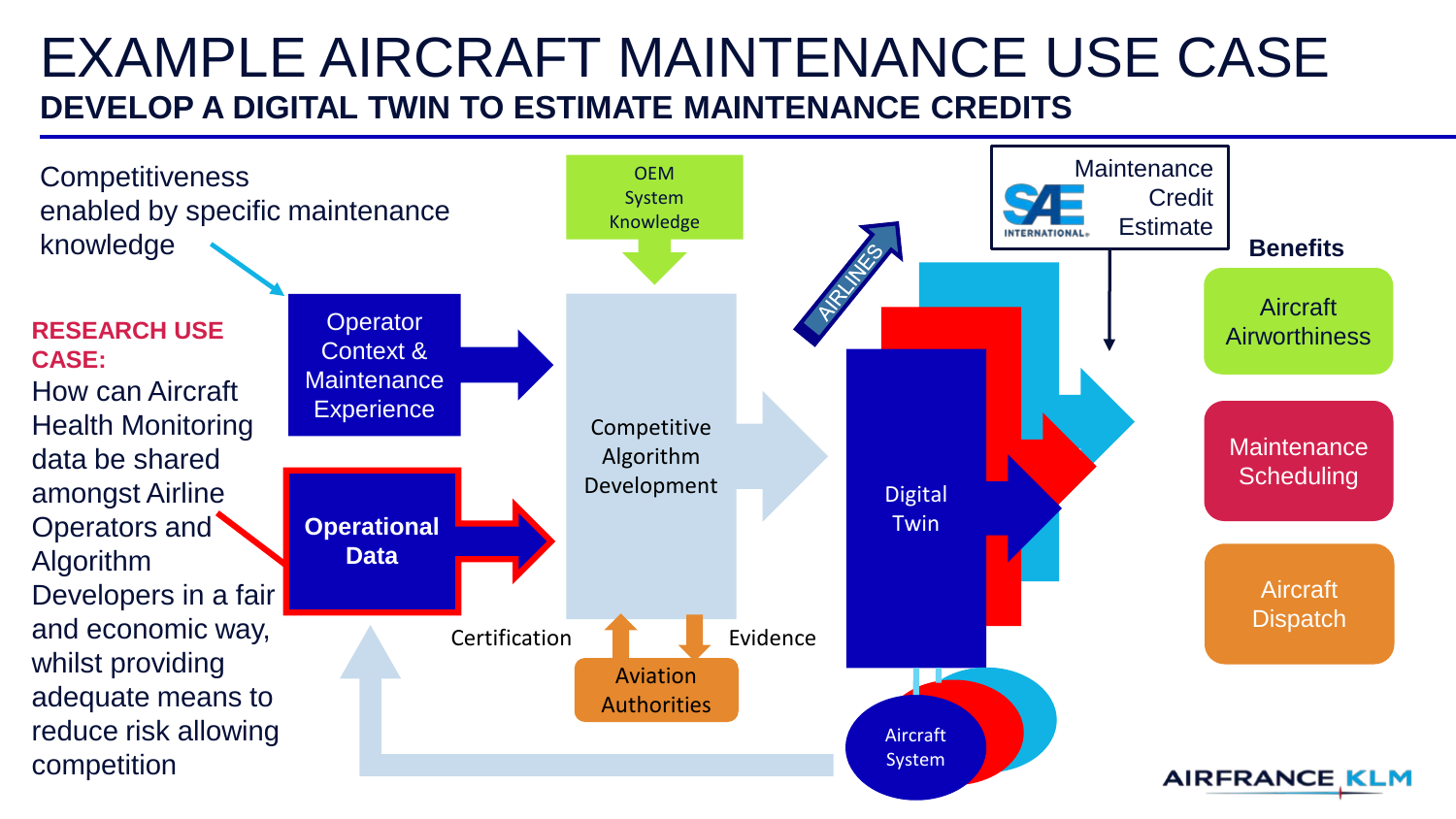# EXAMPLE AIRCRAFT MAINTENANCE USE CASE

## DEVELOP A DIGITAL TWIN TO ESTIMATE MAINTENANCE CREDITS

Competitiveness enabled by specific maintenance knowledge

**RESEARCH USE CASE:**

How can Aircraft Health Monitoring data be shared amongst Airline Operators and Algorithm Developers in a fair and economic way, whilst providing adequate means to reduce risk allowing competition

Operator Context & Maintenance Experience

**Operational Data**

OEM System Knowledge

Competitive Algorithm Development

Certification

Evidence

Aviation Authorities

AIRLINES

Digital Twin

Aircraft System

SAE INTERNATIONAL Maintenance Credit Estimate

**Benefits**

- Aircraft Airworthiness
- Maintenance Scheduling
- Aircraft Dispatch

AIRFRANCE KLM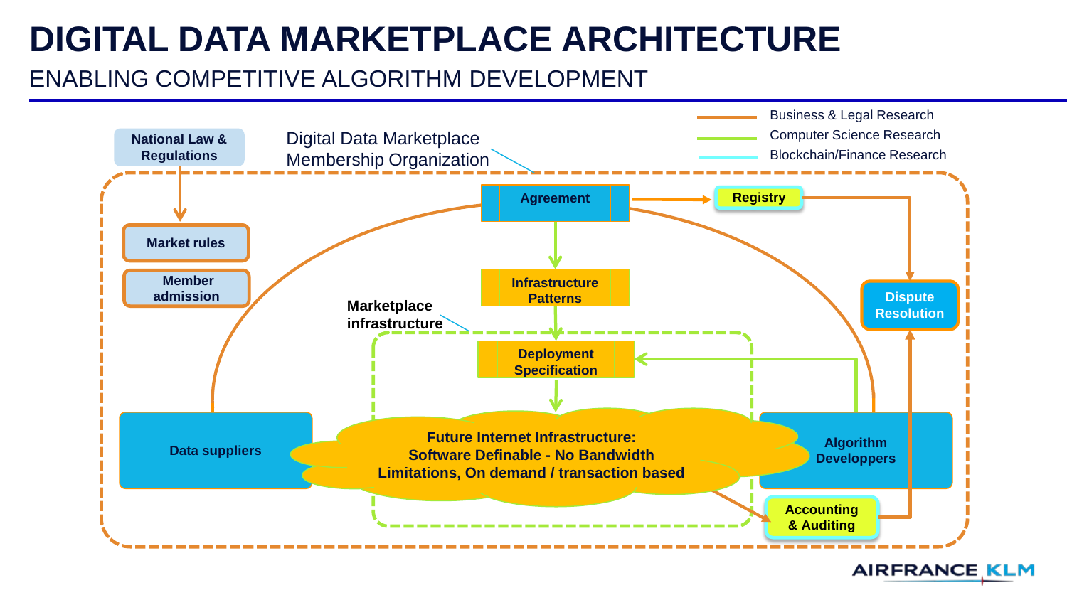# DIGITAL DATA MARKETPLACE ARCHITECTURE

## ENABLING COMPETITIVE ALGORITHM DEVELOPMENT

- Business & Legal Research
- Computer Science Research
- Blockchain/Finance Research

National Law & Regulations

Digital Data Marketplace Membership Organization

Market rules

Member admission

Agreement

Registry

Infrastructure Patterns

Dispute Resolution

Marketplace infrastructure

Deployment Specification

Data suppliers

Future Internet Infrastructure: Software Definable - No Bandwidth Limitations, On demand / transaction based

Algorithm Developpers

Accounting & Auditing

AIRFRANCE KLM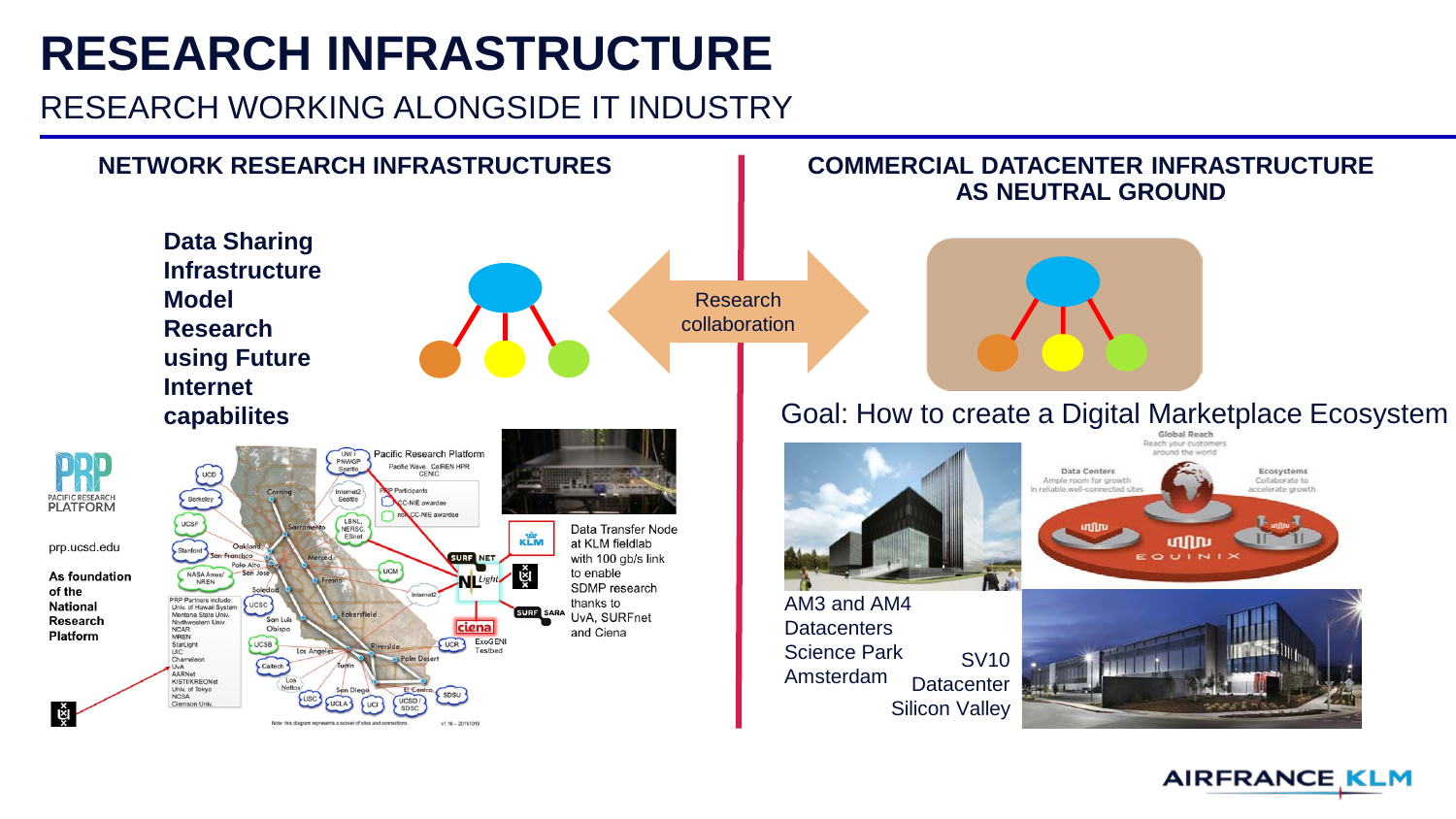# RESEARCH INFRASTRUCTURE

## RESEARCH WORKING ALONGSIDE IT INDUSTRY

### NETWORK RESEARCH INFRASTRUCTURES

**Data Sharing Infrastructure Model Research using Future Internet capabilities**

PRP PACIFIC RESEARCH PLATFORM

prp.ucsd.edu

**As foundation of the National Research Platform**

Data Transfer Node at KLM fieldlab with 100 gb/s link to enable SDMP research thanks to UvA, SURFnet and Ciena

Research collaboration

### COMMERCIAL DATACENTER INFRASTRUCTURE AS NEUTRAL GROUND

Goal: How to create a Digital Marketplace Ecosystem

AM3 and AM4 Datacenters Science Park Amsterdam

SV10 Datacenter Silicon Valley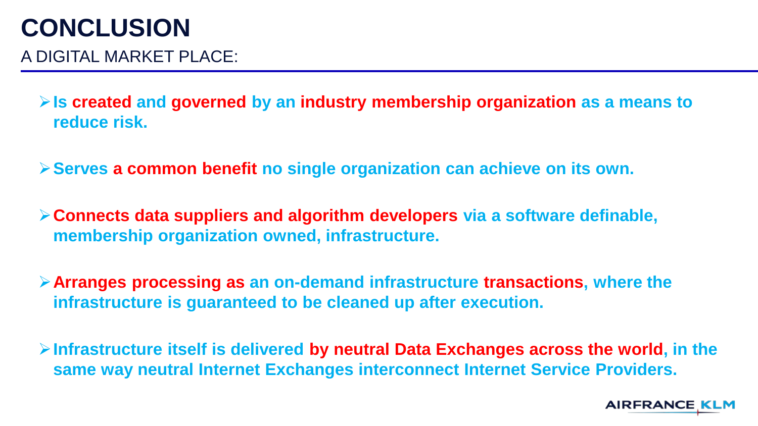# CONCLUSION

## A DIGITAL MARKET PLACE:

- **Is created and governed by an industry membership organization as a means to reduce risk.**
- **Serves a common benefit no single organization can achieve on its own.**
- **Connects data suppliers and algorithm developers via a software definable, membership organization owned, infrastructure.**
- **Arranges processing as an on-demand infrastructure transactions, where the infrastructure is guaranteed to be cleaned up after execution.**
- **Infrastructure itself is delivered by neutral Data Exchanges across the world, in the same way neutral Internet Exchanges interconnect Internet Service Providers.**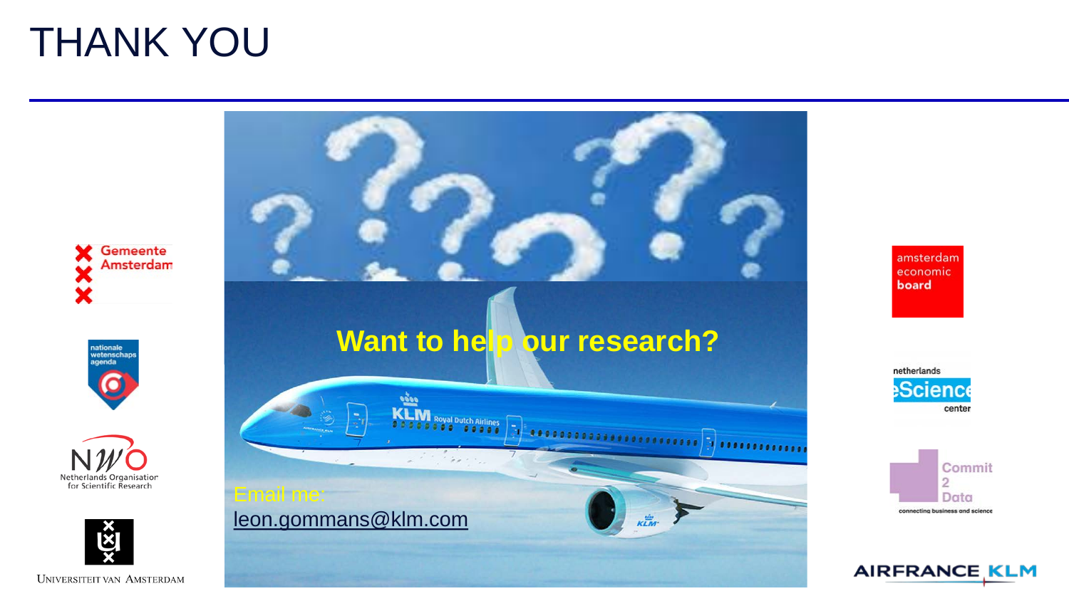# THANK YOU

Want to help our research?

Email me:
leon.gommans@klm.com